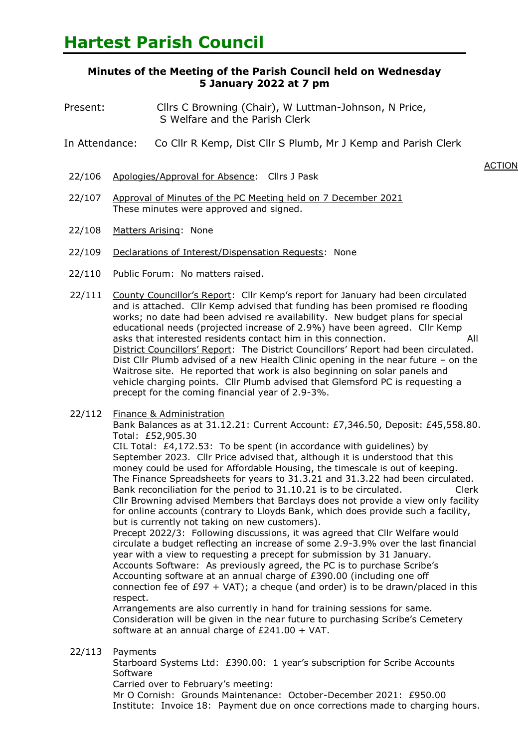# Hartest Parish Council

**Minutes of the Meeting of the Parish Council held on Wednesday 5 January 2022 at 7 pm**

Present: Cllrs C Browning (Chair), W Luttman-Johnson, N Price, S Welfare and the Parish Clerk

In Attendance: Co Cllr R Kemp, Dist Cllr S Plumb, Mr J Kemp and Parish Clerk

ACTION

22/106 Apologies/Approval for Absence: Cllrs J Pask

22/107 Approval of Minutes of the PC Meeting held on 7 December 2021
These minutes were approved and signed.

22/108 Matters Arising: None

22/109 Declarations of Interest/Dispensation Requests: None

22/110 Public Forum: No matters raised.

22/111 County Councillor's Report: Cllr Kemp's report for January had been circulated and is attached. Cllr Kemp advised that funding has been promised re flooding works; no date had been advised re availability. New budget plans for special educational needs (projected increase of 2.9%) have been agreed. Cllr Kemp asks that interested residents contact him in this connection. **All**
District Councillors' Report: The District Councillors' Report had been circulated. Dist Cllr Plumb advised of a new Health Clinic opening in the near future – on the Waitrose site. He reported that work is also beginning on solar panels and vehicle charging points. Cllr Plumb advised that Glemsford PC is requesting a precept for the coming financial year of 2.9-3%.

22/112 Finance & Administration
Bank Balances as at 31.12.21: Current Account: £7,346.50, Deposit: £45,558.80. Total: £52,905.30
CIL Total: £4,172.53: To be spent (in accordance with guidelines) by September 2023. Cllr Price advised that, although it is understood that this money could be used for Affordable Housing, the timescale is out of keeping. The Finance Spreadsheets for years to 31.3.21 and 31.3.22 had been circulated. Bank reconciliation for the period to 31.10.21 is to be circulated. **Clerk**
Cllr Browning advised Members that Barclays does not provide a view only facility for online accounts (contrary to Lloyds Bank, which does provide such a facility, but is currently not taking on new customers).
Precept 2022/3: Following discussions, it was agreed that Cllr Welfare would circulate a budget reflecting an increase of some 2.9-3.9% over the last financial year with a view to requesting a precept for submission by 31 January.
Accounts Software: As previously agreed, the PC is to purchase Scribe's Accounting software at an annual charge of £390.00 (including one off connection fee of £97 + VAT); a cheque (and order) is to be drawn/placed in this respect.
Arrangements are also currently in hand for training sessions for same. Consideration will be given in the near future to purchasing Scribe's Cemetery software at an annual charge of £241.00 + VAT.

22/113 Payments
Starboard Systems Ltd: £390.00: 1 year's subscription for Scribe Accounts Software
Carried over to February's meeting:
Mr O Cornish: Grounds Maintenance: October-December 2021: £950.00
Institute: Invoice 18: Payment due on once corrections made to charging hours.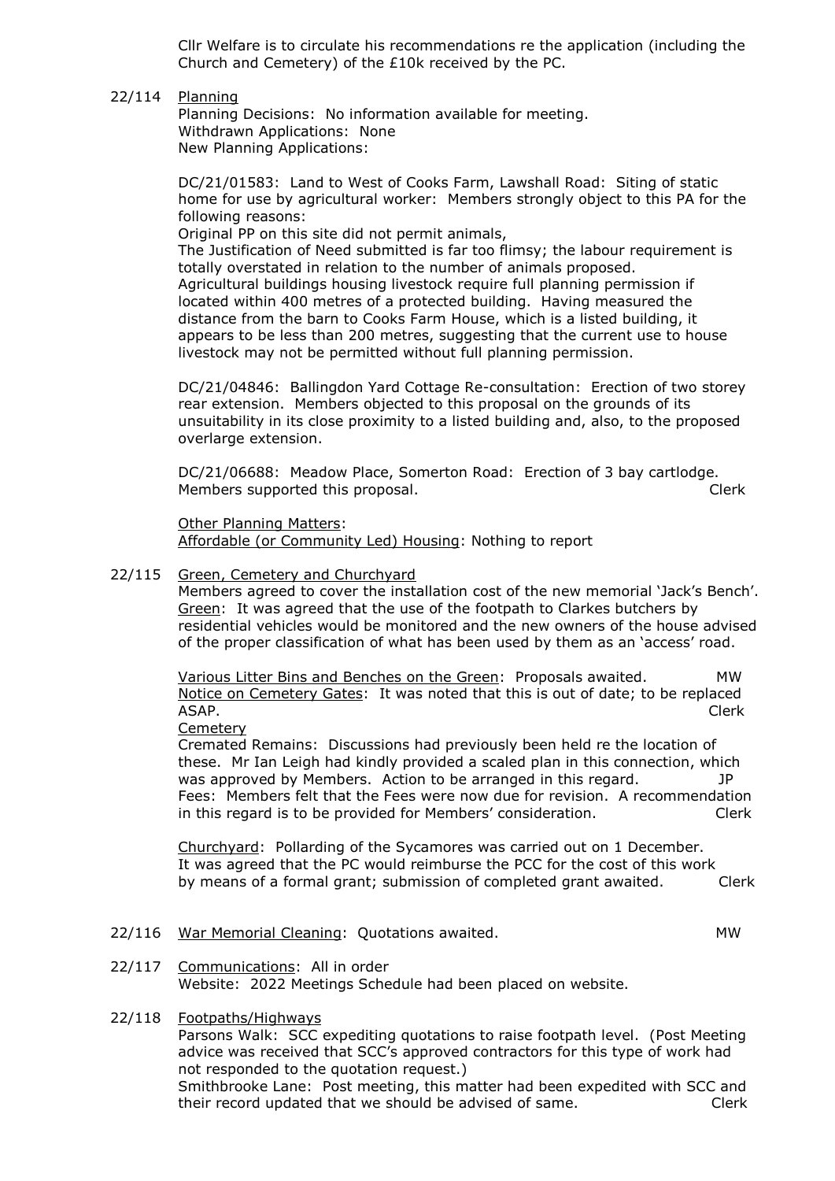Cllr Welfare is to circulate his recommendations re the application (including the Church and Cemetery) of the £10k received by the PC.

22/114 Planning

Planning Decisions: No information available for meeting.
Withdrawn Applications: None
New Planning Applications:

DC/21/01583: Land to West of Cooks Farm, Lawshall Road: Siting of static home for use by agricultural worker: Members strongly object to this PA for the following reasons:
Original PP on this site did not permit animals,
The Justification of Need submitted is far too flimsy; the labour requirement is totally overstated in relation to the number of animals proposed.
Agricultural buildings housing livestock require full planning permission if located within 400 metres of a protected building. Having measured the distance from the barn to Cooks Farm House, which is a listed building, it appears to be less than 200 metres, suggesting that the current use to house livestock may not be permitted without full planning permission.

DC/21/04846: Ballingdon Yard Cottage Re-consultation: Erection of two storey rear extension. Members objected to this proposal on the grounds of its unsuitability in its close proximity to a listed building and, also, to the proposed overlarge extension.

DC/21/06688: Meadow Place, Somerton Road: Erection of 3 bay cartlodge. Members supported this proposal. Clerk

Other Planning Matters:
Affordable (or Community Led) Housing: Nothing to report

22/115 Green, Cemetery and Churchyard

Members agreed to cover the installation cost of the new memorial 'Jack's Bench'.
Green: It was agreed that the use of the footpath to Clarkes butchers by residential vehicles would be monitored and the new owners of the house advised of the proper classification of what has been used by them as an 'access' road.

Various Litter Bins and Benches on the Green: Proposals awaited. MW
Notice on Cemetery Gates: It was noted that this is out of date; to be replaced ASAP. Clerk
Cemetery
Cremated Remains: Discussions had previously been held re the location of these. Mr Ian Leigh had kindly provided a scaled plan in this connection, which was approved by Members. Action to be arranged in this regard. JP
Fees: Members felt that the Fees were now due for revision. A recommendation in this regard is to be provided for Members' consideration. Clerk

Churchyard: Pollarding of the Sycamores was carried out on 1 December. It was agreed that the PC would reimburse the PCC for the cost of this work by means of a formal grant; submission of completed grant awaited. Clerk

22/116 War Memorial Cleaning: Quotations awaited. MW

22/117 Communications: All in order
Website: 2022 Meetings Schedule had been placed on website.

22/118 Footpaths/Highways

Parsons Walk: SCC expediting quotations to raise footpath level. (Post Meeting advice was received that SCC's approved contractors for this type of work had not responded to the quotation request.)
Smithbrooke Lane: Post meeting, this matter had been expedited with SCC and their record updated that we should be advised of same. Clerk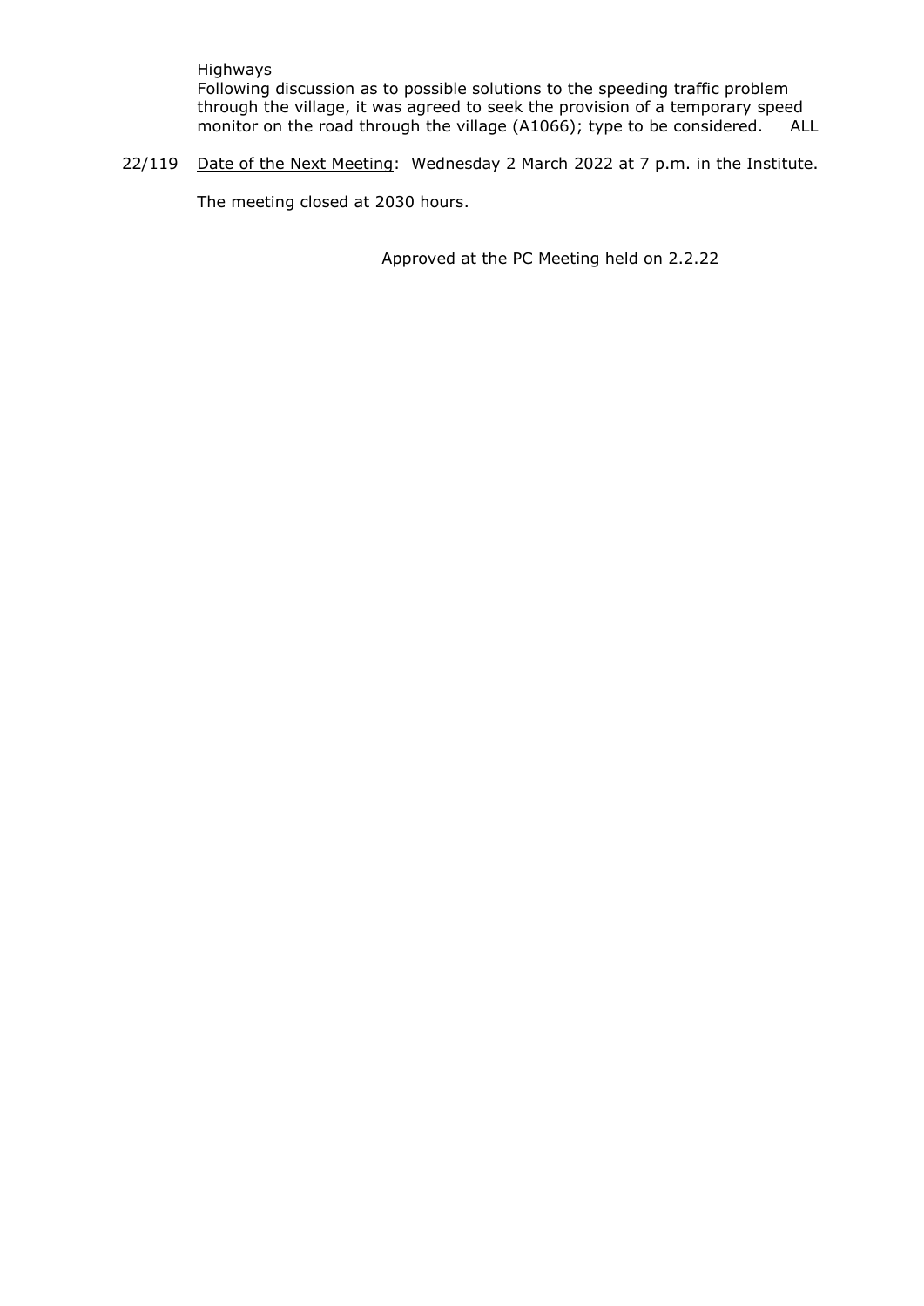Highways

Following discussion as to possible solutions to the speeding traffic problem through the village, it was agreed to seek the provision of a temporary speed monitor on the road through the village (A1066); type to be considered. ALL

22/119 Date of the Next Meeting: Wednesday 2 March 2022 at 7 p.m. in the Institute.

The meeting closed at 2030 hours.

Approved at the PC Meeting held on 2.2.22